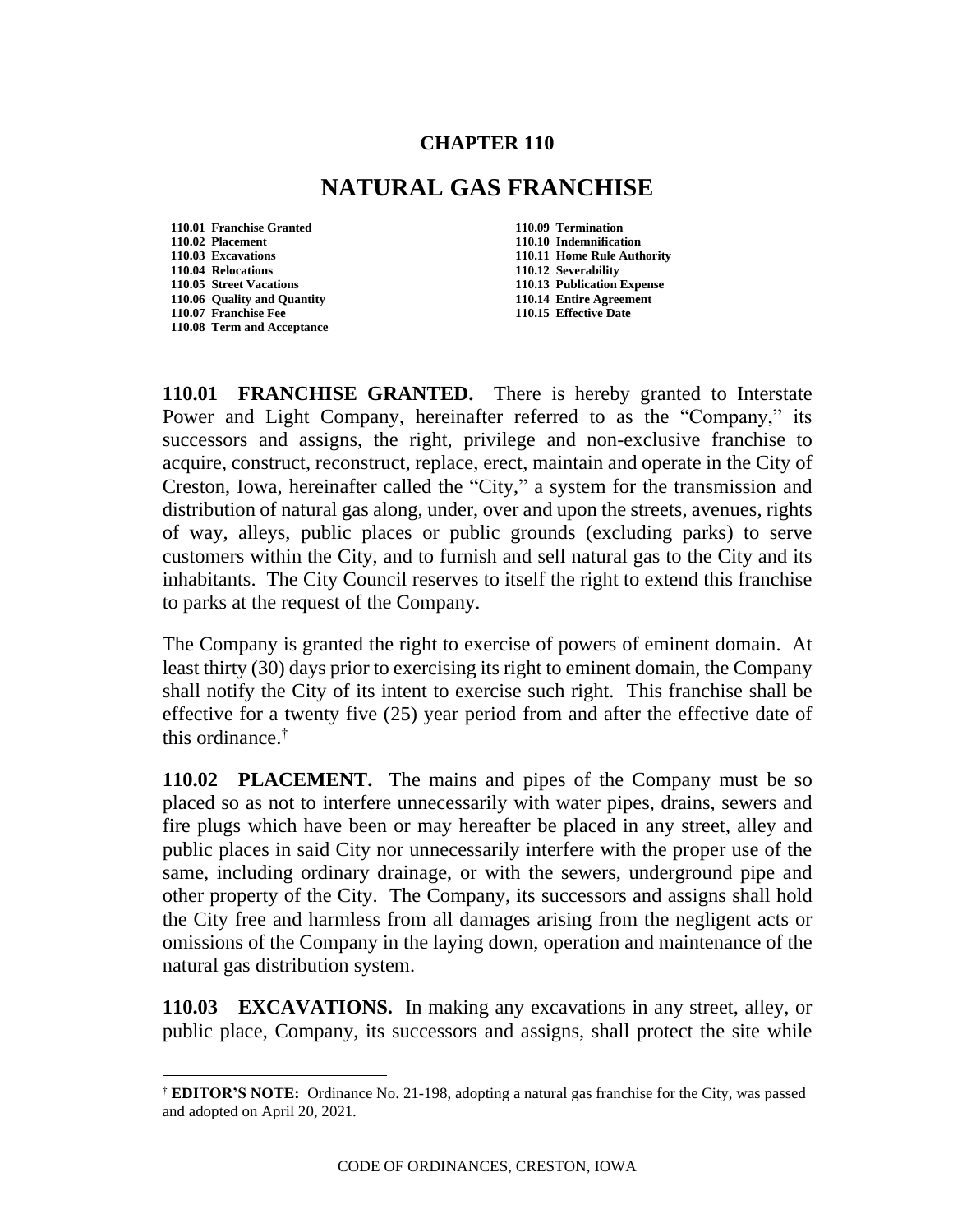# CHAPTER 110

# NATURAL GAS FRANCHISE

- 110.01 Franchise Granted
- 110.02 Placement
- 110.03 Excavations
- 110.04 Relocations
- 110.05 Street Vacations
- 110.06 Quality and Quantity
- 110.07 Franchise Fee
- 110.08 Term and Acceptance
- 110.09 Termination
- 110.10 Indemnification
- 110.11 Home Rule Authority
- 110.12 Severability
- 110.13 Publication Expense
- 110.14 Entire Agreement
- 110.15 Effective Date

**110.01 FRANCHISE GRANTED.** There is hereby granted to Interstate Power and Light Company, hereinafter referred to as the "Company," its successors and assigns, the right, privilege and non-exclusive franchise to acquire, construct, reconstruct, replace, erect, maintain and operate in the City of Creston, Iowa, hereinafter called the "City," a system for the transmission and distribution of natural gas along, under, over and upon the streets, avenues, rights of way, alleys, public places or public grounds (excluding parks) to serve customers within the City, and to furnish and sell natural gas to the City and its inhabitants. The City Council reserves to itself the right to extend this franchise to parks at the request of the Company.

The Company is granted the right to exercise of powers of eminent domain. At least thirty (30) days prior to exercising its right to eminent domain, the Company shall notify the City of its intent to exercise such right. This franchise shall be effective for a twenty five (25) year period from and after the effective date of this ordinance.[†]

**110.02 PLACEMENT.** The mains and pipes of the Company must be so placed so as not to interfere unnecessarily with water pipes, drains, sewers and fire plugs which have been or may hereafter be placed in any street, alley and public places in said City nor unnecessarily interfere with the proper use of the same, including ordinary drainage, or with the sewers, underground pipe and other property of the City. The Company, its successors and assigns shall hold the City free and harmless from all damages arising from the negligent acts or omissions of the Company in the laying down, operation and maintenance of the natural gas distribution system.

**110.03 EXCAVATIONS.** In making any excavations in any street, alley, or public place, Company, its successors and assigns, shall protect the site while

[†] **EDITOR'S NOTE:** Ordinance No. 21-198, adopting a natural gas franchise for the City, was passed and adopted on April 20, 2021.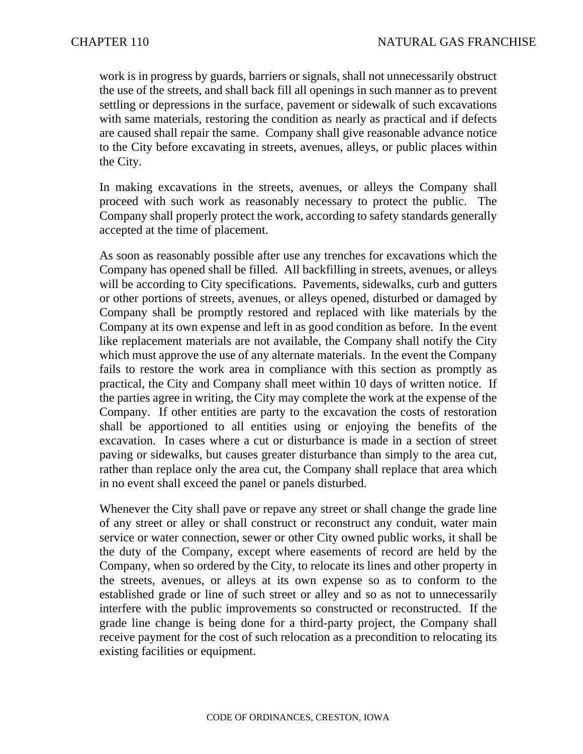work is in progress by guards, barriers or signals, shall not unnecessarily obstruct the use of the streets, and shall back fill all openings in such manner as to prevent settling or depressions in the surface, pavement or sidewalk of such excavations with same materials, restoring the condition as nearly as practical and if defects are caused shall repair the same. Company shall give reasonable advance notice to the City before excavating in streets, avenues, alleys, or public places within the City.

In making excavations in the streets, avenues, or alleys the Company shall proceed with such work as reasonably necessary to protect the public. The Company shall properly protect the work, according to safety standards generally accepted at the time of placement.

As soon as reasonably possible after use any trenches for excavations which the Company has opened shall be filled. All backfilling in streets, avenues, or alleys will be according to City specifications. Pavements, sidewalks, curb and gutters or other portions of streets, avenues, or alleys opened, disturbed or damaged by Company shall be promptly restored and replaced with like materials by the Company at its own expense and left in as good condition as before. In the event like replacement materials are not available, the Company shall notify the City which must approve the use of any alternate materials. In the event the Company fails to restore the work area in compliance with this section as promptly as practical, the City and Company shall meet within 10 days of written notice. If the parties agree in writing, the City may complete the work at the expense of the Company. If other entities are party to the excavation the costs of restoration shall be apportioned to all entities using or enjoying the benefits of the excavation. In cases where a cut or disturbance is made in a section of street paving or sidewalks, but causes greater disturbance than simply to the area cut, rather than replace only the area cut, the Company shall replace that area which in no event shall exceed the panel or panels disturbed.

Whenever the City shall pave or repave any street or shall change the grade line of any street or alley or shall construct or reconstruct any conduit, water main service or water connection, sewer or other City owned public works, it shall be the duty of the Company, except where easements of record are held by the Company, when so ordered by the City, to relocate its lines and other property in the streets, avenues, or alleys at its own expense so as to conform to the established grade or line of such street or alley and so as not to unnecessarily interfere with the public improvements so constructed or reconstructed. If the grade line change is being done for a third-party project, the Company shall receive payment for the cost of such relocation as a precondition to relocating its existing facilities or equipment.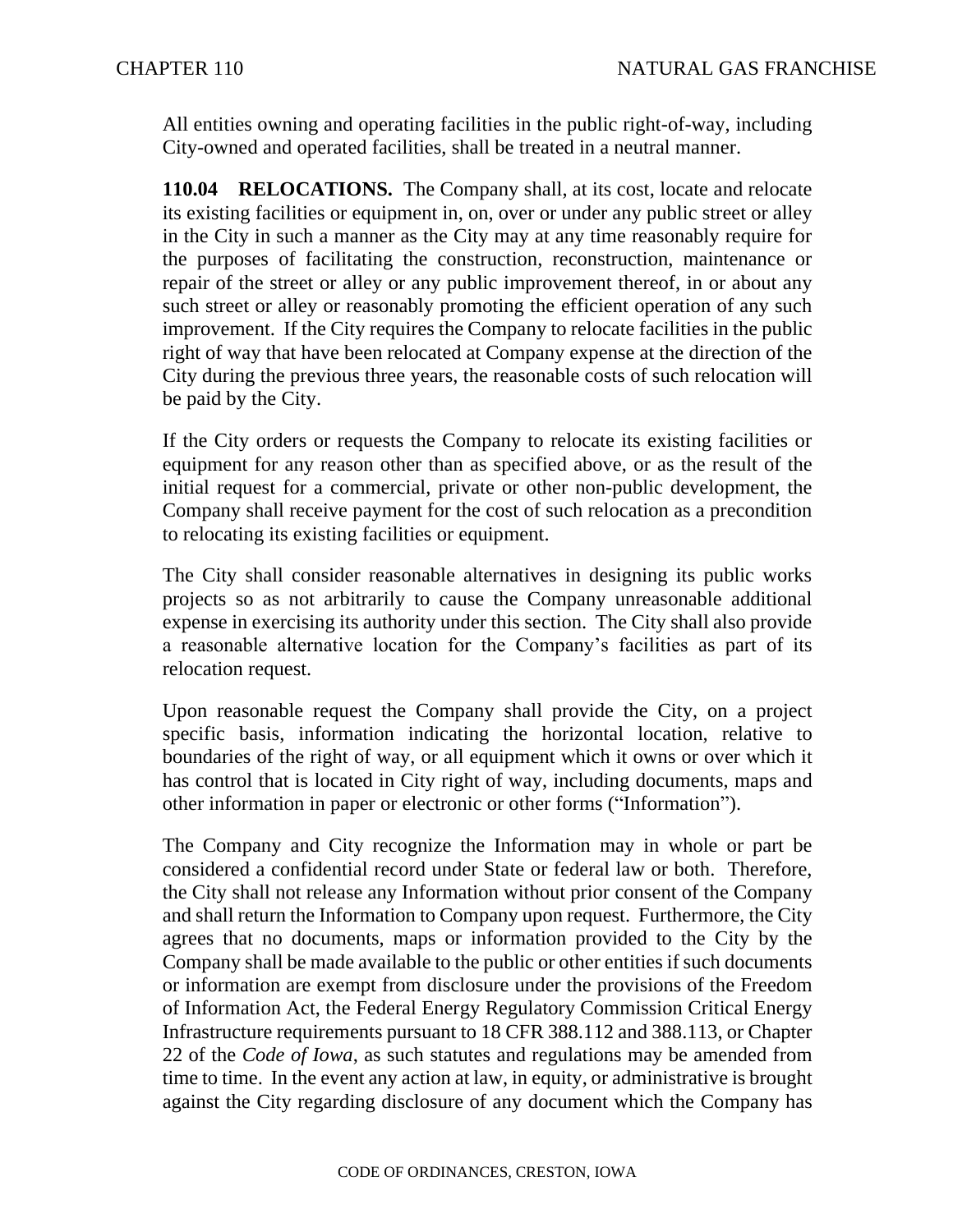All entities owning and operating facilities in the public right-of-way, including City-owned and operated facilities, shall be treated in a neutral manner.

**110.04 RELOCATIONS.** The Company shall, at its cost, locate and relocate its existing facilities or equipment in, on, over or under any public street or alley in the City in such a manner as the City may at any time reasonably require for the purposes of facilitating the construction, reconstruction, maintenance or repair of the street or alley or any public improvement thereof, in or about any such street or alley or reasonably promoting the efficient operation of any such improvement. If the City requires the Company to relocate facilities in the public right of way that have been relocated at Company expense at the direction of the City during the previous three years, the reasonable costs of such relocation will be paid by the City.

If the City orders or requests the Company to relocate its existing facilities or equipment for any reason other than as specified above, or as the result of the initial request for a commercial, private or other non-public development, the Company shall receive payment for the cost of such relocation as a precondition to relocating its existing facilities or equipment.

The City shall consider reasonable alternatives in designing its public works projects so as not arbitrarily to cause the Company unreasonable additional expense in exercising its authority under this section. The City shall also provide a reasonable alternative location for the Company's facilities as part of its relocation request.

Upon reasonable request the Company shall provide the City, on a project specific basis, information indicating the horizontal location, relative to boundaries of the right of way, or all equipment which it owns or over which it has control that is located in City right of way, including documents, maps and other information in paper or electronic or other forms ("Information").

The Company and City recognize the Information may in whole or part be considered a confidential record under State or federal law or both. Therefore, the City shall not release any Information without prior consent of the Company and shall return the Information to Company upon request. Furthermore, the City agrees that no documents, maps or information provided to the City by the Company shall be made available to the public or other entities if such documents or information are exempt from disclosure under the provisions of the Freedom of Information Act, the Federal Energy Regulatory Commission Critical Energy Infrastructure requirements pursuant to 18 CFR 388.112 and 388.113, or Chapter 22 of the *Code of Iowa*, as such statutes and regulations may be amended from time to time. In the event any action at law, in equity, or administrative is brought against the City regarding disclosure of any document which the Company has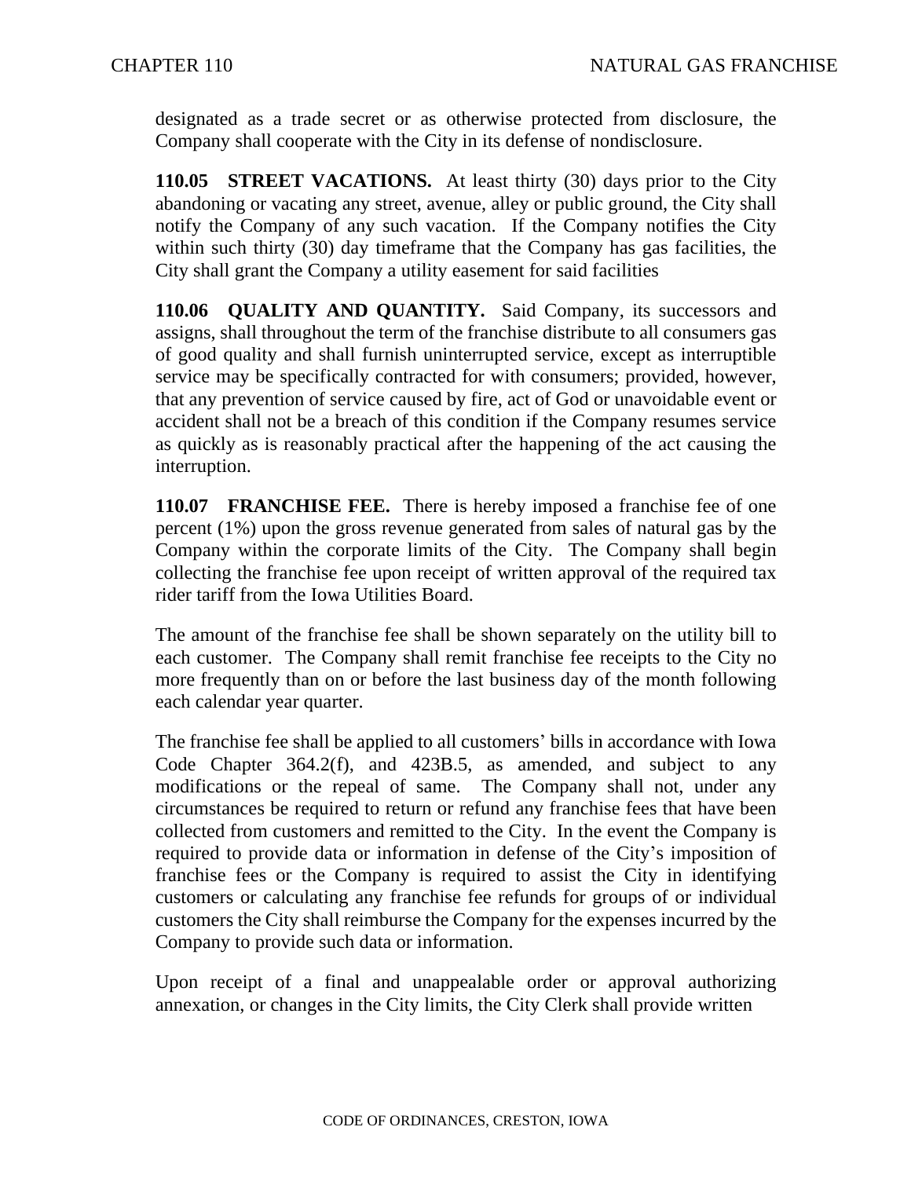designated as a trade secret or as otherwise protected from disclosure, the Company shall cooperate with the City in its defense of nondisclosure.

**110.05 STREET VACATIONS.** At least thirty (30) days prior to the City abandoning or vacating any street, avenue, alley or public ground, the City shall notify the Company of any such vacation. If the Company notifies the City within such thirty (30) day timeframe that the Company has gas facilities, the City shall grant the Company a utility easement for said facilities

**110.06 QUALITY AND QUANTITY.** Said Company, its successors and assigns, shall throughout the term of the franchise distribute to all consumers gas of good quality and shall furnish uninterrupted service, except as interruptible service may be specifically contracted for with consumers; provided, however, that any prevention of service caused by fire, act of God or unavoidable event or accident shall not be a breach of this condition if the Company resumes service as quickly as is reasonably practical after the happening of the act causing the interruption.

**110.07 FRANCHISE FEE.** There is hereby imposed a franchise fee of one percent (1%) upon the gross revenue generated from sales of natural gas by the Company within the corporate limits of the City. The Company shall begin collecting the franchise fee upon receipt of written approval of the required tax rider tariff from the Iowa Utilities Board.

The amount of the franchise fee shall be shown separately on the utility bill to each customer. The Company shall remit franchise fee receipts to the City no more frequently than on or before the last business day of the month following each calendar year quarter.

The franchise fee shall be applied to all customers' bills in accordance with Iowa Code Chapter 364.2(f), and 423B.5, as amended, and subject to any modifications or the repeal of same. The Company shall not, under any circumstances be required to return or refund any franchise fees that have been collected from customers and remitted to the City. In the event the Company is required to provide data or information in defense of the City's imposition of franchise fees or the Company is required to assist the City in identifying customers or calculating any franchise fee refunds for groups of or individual customers the City shall reimburse the Company for the expenses incurred by the Company to provide such data or information.

Upon receipt of a final and unappealable order or approval authorizing annexation, or changes in the City limits, the City Clerk shall provide written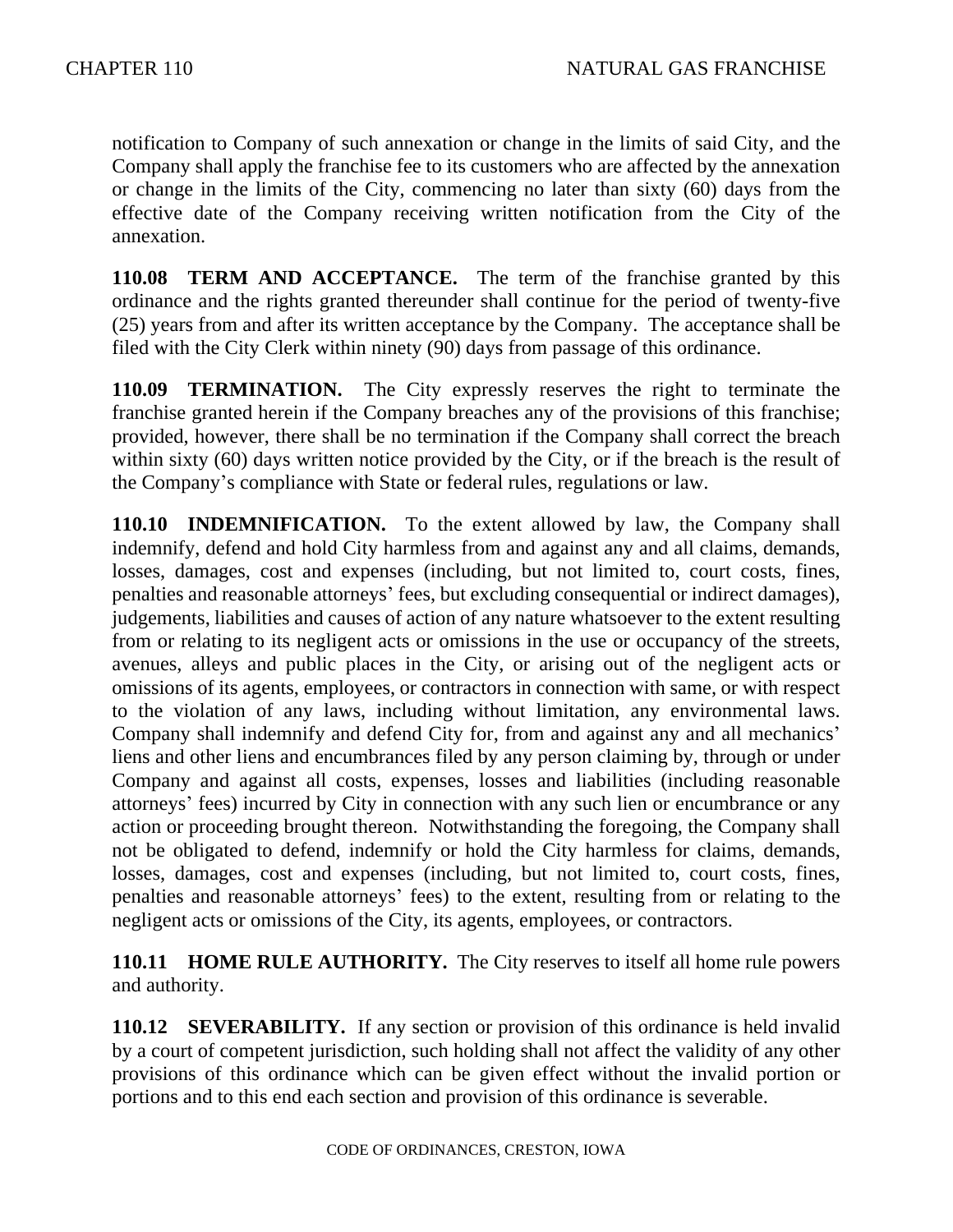notification to Company of such annexation or change in the limits of said City, and the Company shall apply the franchise fee to its customers who are affected by the annexation or change in the limits of the City, commencing no later than sixty (60) days from the effective date of the Company receiving written notification from the City of the annexation.

**110.08 TERM AND ACCEPTANCE.** The term of the franchise granted by this ordinance and the rights granted thereunder shall continue for the period of twenty-five (25) years from and after its written acceptance by the Company. The acceptance shall be filed with the City Clerk within ninety (90) days from passage of this ordinance.

**110.09 TERMINATION.** The City expressly reserves the right to terminate the franchise granted herein if the Company breaches any of the provisions of this franchise; provided, however, there shall be no termination if the Company shall correct the breach within sixty (60) days written notice provided by the City, or if the breach is the result of the Company's compliance with State or federal rules, regulations or law.

**110.10 INDEMNIFICATION.** To the extent allowed by law, the Company shall indemnify, defend and hold City harmless from and against any and all claims, demands, losses, damages, cost and expenses (including, but not limited to, court costs, fines, penalties and reasonable attorneys' fees, but excluding consequential or indirect damages), judgements, liabilities and causes of action of any nature whatsoever to the extent resulting from or relating to its negligent acts or omissions in the use or occupancy of the streets, avenues, alleys and public places in the City, or arising out of the negligent acts or omissions of its agents, employees, or contractors in connection with same, or with respect to the violation of any laws, including without limitation, any environmental laws. Company shall indemnify and defend City for, from and against any and all mechanics' liens and other liens and encumbrances filed by any person claiming by, through or under Company and against all costs, expenses, losses and liabilities (including reasonable attorneys' fees) incurred by City in connection with any such lien or encumbrance or any action or proceeding brought thereon. Notwithstanding the foregoing, the Company shall not be obligated to defend, indemnify or hold the City harmless for claims, demands, losses, damages, cost and expenses (including, but not limited to, court costs, fines, penalties and reasonable attorneys' fees) to the extent, resulting from or relating to the negligent acts or omissions of the City, its agents, employees, or contractors.

**110.11 HOME RULE AUTHORITY.** The City reserves to itself all home rule powers and authority.

**110.12 SEVERABILITY.** If any section or provision of this ordinance is held invalid by a court of competent jurisdiction, such holding shall not affect the validity of any other provisions of this ordinance which can be given effect without the invalid portion or portions and to this end each section and provision of this ordinance is severable.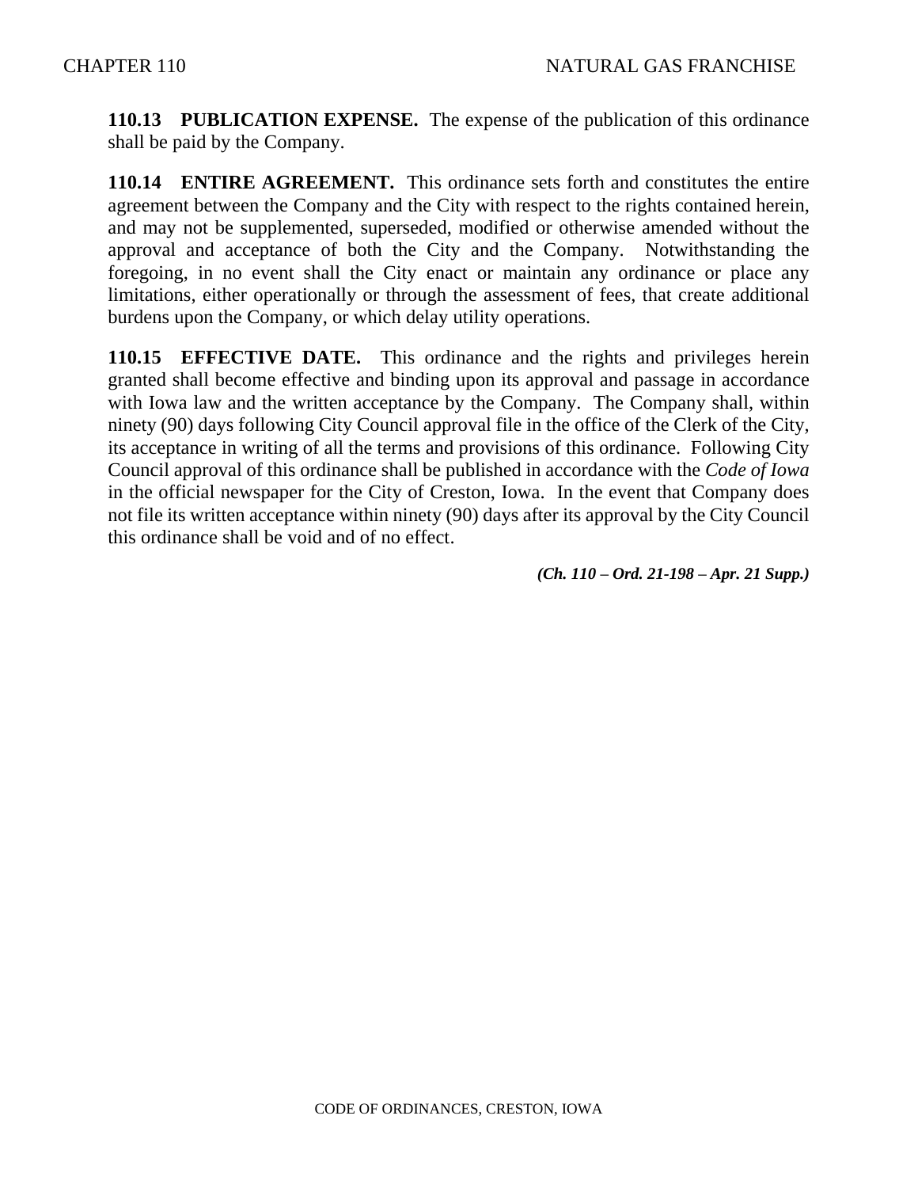**110.13 PUBLICATION EXPENSE.** The expense of the publication of this ordinance shall be paid by the Company.

**110.14 ENTIRE AGREEMENT.** This ordinance sets forth and constitutes the entire agreement between the Company and the City with respect to the rights contained herein, and may not be supplemented, superseded, modified or otherwise amended without the approval and acceptance of both the City and the Company. Notwithstanding the foregoing, in no event shall the City enact or maintain any ordinance or place any limitations, either operationally or through the assessment of fees, that create additional burdens upon the Company, or which delay utility operations.

**110.15 EFFECTIVE DATE.** This ordinance and the rights and privileges herein granted shall become effective and binding upon its approval and passage in accordance with Iowa law and the written acceptance by the Company. The Company shall, within ninety (90) days following City Council approval file in the office of the Clerk of the City, its acceptance in writing of all the terms and provisions of this ordinance. Following City Council approval of this ordinance shall be published in accordance with the *Code of Iowa* in the official newspaper for the City of Creston, Iowa. In the event that Company does not file its written acceptance within ninety (90) days after its approval by the City Council this ordinance shall be void and of no effect.

***(Ch. 110 – Ord. 21-198 – Apr. 21 Supp.)***